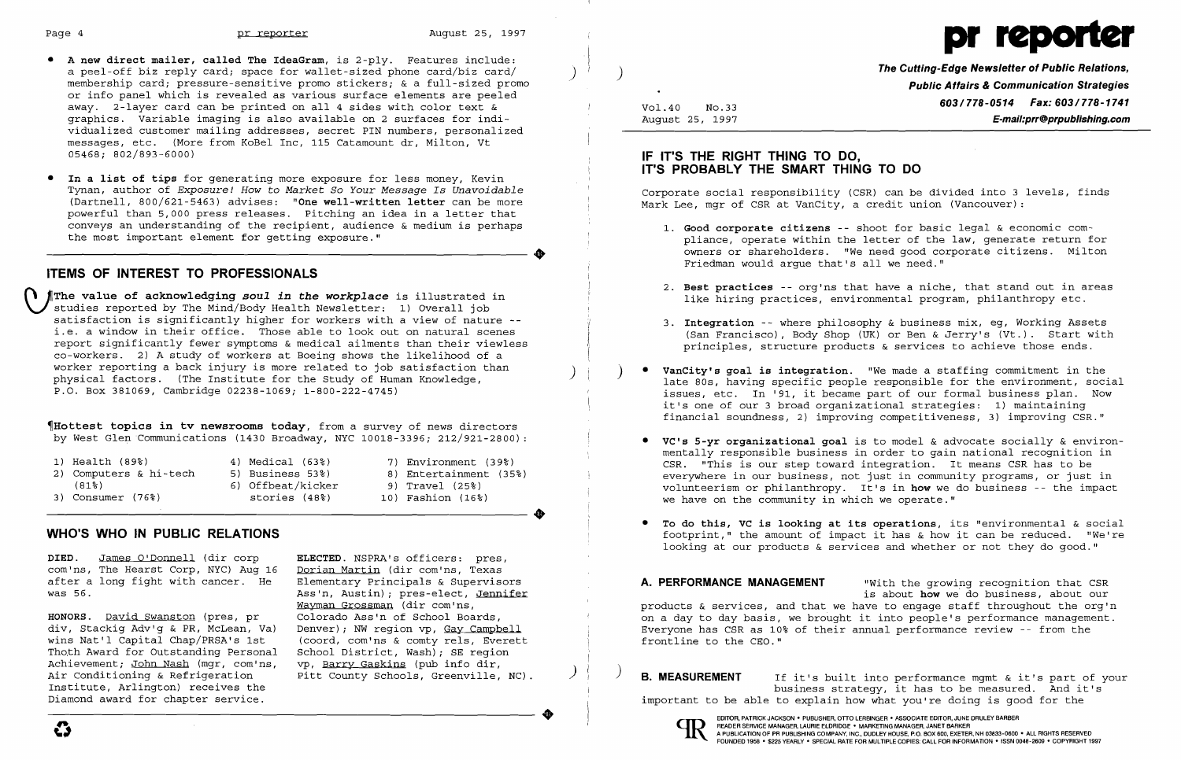- **A new direct mailer, called The IdeaGram**, is 2-ply. Features include: a peel-off biz reply card; space for wallet-sized phone card/biz card/ membership card; pressure-sensitive promo stickers; & a full-sized promo or info panel which is revealed as various surface elements are peeled away. 2-layer card can be printed on all 4 sides with color text & graphics. Variable imaging is also available on 2 surfaces for individualized customer mailing addresses, secret PIN numbers, personalized messages, etc. (More from KoBel Inc, 115 Catamount dr, Milton, Vt 05468; 802/893-6000)

- **In a list of tips** for generating more exposure for less money, Kevin Tynan, author of *Exposure! How to Market So Your Message Is Unavoidable* (Dartnell, 800/621-5463) advises: "**One well-written letter** can be more powerful than 5,000 press releases. Pitching an idea in a letter that conveys an understanding of the recipient, audience & medium is perhaps the most important element for getting exposure."

## ITEMS OF INTEREST TO PROFESSIONALS

¶**The value of acknowledging *soul in the workplace*** is illustrated in studies reported by The Mind/Body Health Newsletter: 1) Overall job satisfaction is significantly higher for workers with a view of nature -- i.e. a window in their office. Those able to look out on natural scenes report significantly fewer symptoms & medical ailments than their viewless co-workers. 2) A study of workers at Boeing shows the likelihood of a worker reporting a back injury is more related to job satisfaction than physical factors. (The Institute for the Study of Human Knowledge, P.O. Box 381069, Cambridge 02238-1069; 1-800-222-4745)

¶**Hottest topics in tv newsrooms today**, from a survey of news directors by West Glen Communications (1430 Broadway, NYC 10018-3396; 212/921-2800):

1) Health (89%)
2) Computers & hi-tech (81%)
3) Consumer (76%)
4) Medical (63%)
5) Business 53%)
6) Offbeat/kicker stories (48%)
7) Environment (39%)
8) Entertainment (35%)
9) Travel (25%)
10) Fashion (16%)

## WHO'S WHO IN PUBLIC RELATIONS

**DIED.** James O'Donnell (dir corp com'ns, The Hearst Corp, NYC) Aug 16 after a long fight with cancer. He was 56.

**HONORS.** David Swanston (pres, pr div, Stackig Adv'g & PR, McLean, Va) wins Nat'l Capital Chap/PRSA's 1st Thoth Award for Outstanding Personal Achievement; John Nash (mgr, com'ns, Air Conditioning & Refrigeration Institute, Arlington) receives the Diamond award for chapter service.

**ELECTED.** NSPRA's officers: pres, Dorian Martin (dir com'ns, Texas Elementary Principals & Supervisors Ass'n, Austin); pres-elect, Jennifer Wayman Grossman (dir com'ns, Colorado Ass'n of School Boards, Denver); NW region vp, Gay Campbell (coord, com'ns & comty rels, Everett School District, Wash); SE region vp, Barry Gaskins (pub info dir, Pitt County Schools, Greenville, NC).

# pr reporter

**The Cutting-Edge Newsletter of Public Relations, Public Affairs & Communication Strategies**
603/778-0514 Fax: 603/778-1741
E-mail:prr@prpublishing.com

Vol.40 No.33
August 25, 1997

## IF IT'S THE RIGHT THING TO DO, IT'S PROBABLY THE SMART THING TO DO

Corporate social responsibility (CSR) can be divided into 3 levels, finds Mark Lee, mgr of CSR at VanCity, a credit union (Vancouver):

1. **Good corporate citizens** -- shoot for basic legal & economic compliance, operate within the letter of the law, generate return for owners or shareholders. "We need good corporate citizens. Milton Friedman would argue that's all we need."

2. **Best practices** -- org'ns that have a niche, that stand out in areas like hiring practices, environmental program, philanthropy etc.

3. **Integration** -- where philosophy & business mix, eg, Working Assets (San Francisco), Body Shop (UK) or Ben & Jerry's (Vt.). Start with principles, structure products & services to achieve those ends.

- **VanCity's goal is integration.** "We made a staffing commitment in the late 80s, having specific people responsible for the environment, social issues, etc. In '91, it became part of our formal business plan. Now it's one of our 3 broad organizational strategies: 1) maintaining financial soundness, 2) improving competitiveness, 3) improving CSR."

- **VC's 5-yr organizational goal** is to model & advocate socially & environmentally responsible business in order to gain national recognition in CSR. "This is our step toward integration. It means CSR has to be everywhere in our business, not just in community programs, or just in volunteerism or philanthropy. It's in **how** we do business -- the impact we have on the community in which we operate."

- **To do this, VC is looking at its operations**, its "environmental & social footprint," the amount of impact it has & how it can be reduced. "We're looking at our products & services and whether or not they do good."

**A. PERFORMANCE MANAGEMENT** "With the growing recognition that CSR is about **how** we do business, about our products & services, and that we have to engage staff throughout the org'n on a day to day basis, we brought it into people's performance management. Everyone has CSR as 10% of their annual performance review -- from the frontline to the CEO."

**B. MEASUREMENT** If it's built into performance mgmt & it's part of your business strategy, it has to be measured. And it's important to be able to explain how what you're doing is good for the

EDITOR, PATRICK JACKSON • PUBLISHER, OTTO LERBINGER • ASSOCIATE EDITOR, JUNE DRULEY BARBER
READER SERVICE MANAGER, LAURIE ELDRIDGE • MARKETING MANAGER, JANET BARKER
A PUBLICATION OF PR PUBLISHING COMPANY, INC., DUDLEY HOUSE, P.O. BOX 600, EXETER, NH 03833-0600 • ALL RIGHTS RESERVED
FOUNDED 1958 • $225 YEARLY • SPECIAL RATE FOR MULTIPLE COPIES: CALL FOR INFORMATION • ISSN 0048-2609 • COPYRIGHT 1997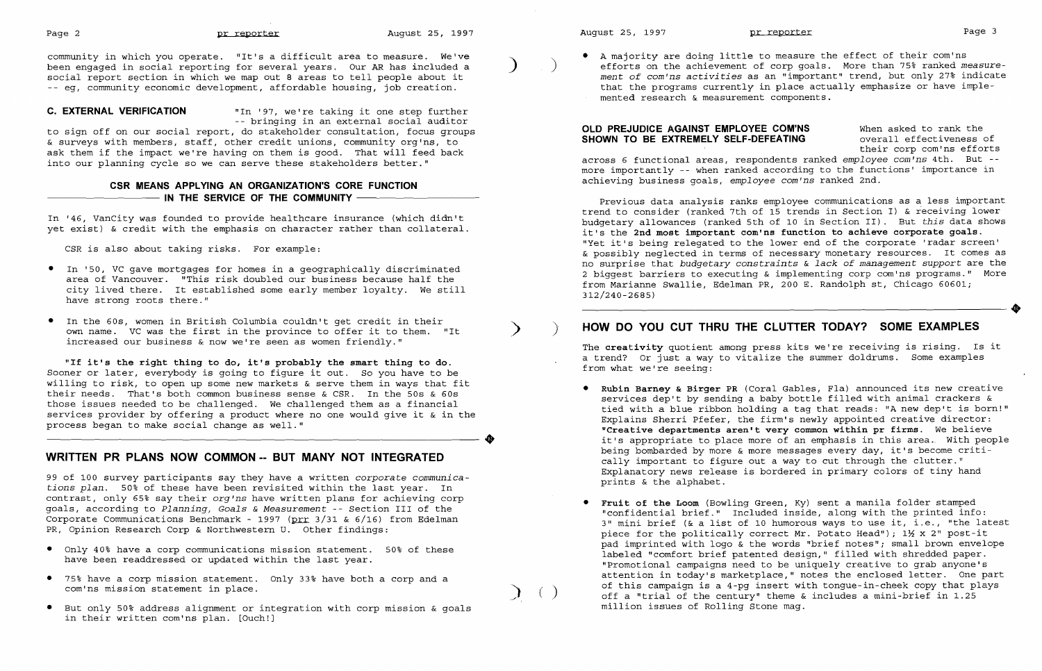community in which you operate. "It's a difficult area to measure. We've been engaged in social reporting for several years. Our AR has included a social report section in which we map out 8 areas to tell people about it -- eg, community economic development, affordable housing, job creation.

**C. EXTERNAL VERIFICATION** "In '97, we're taking it one step further -- bringing in an external social auditor to sign off on our social report, do stakeholder consultation, focus groups & surveys with members, staff, other credit unions, community org'ns, to ask them if the impact we're having on them is good. That will feed back into our planning cycle so we can serve these stakeholders better."

### CSR MEANS APPLYING AN ORGANIZATION'S CORE FUNCTION IN THE SERVICE OF THE COMMUNITY

In '46, VanCity was founded to provide healthcare insurance (which didn't yet exist) & credit with the emphasis on character rather than collateral.

CSR is also about taking risks. For example:

- In '50, VC gave mortgages for homes in a geographically discriminated area of Vancouver. "This risk doubled our business because half the city lived there. It established some early member loyalty. We still have strong roots there."
- In the 60s, women in British Columbia couldn't get credit in their own name. VC was the first in the province to offer it to them. "It increased our business & now we're seen as women friendly."

**"If it's the right thing to do, it's probably the smart thing to do.** Sooner or later, everybody is going to figure it out. So you have to be willing to risk, to open up some new markets & serve them in ways that fit their needs. That's both common business sense & CSR. In the 50s & 60s those issues needed to be challenged. We challenged them as a financial services provider by offering a product where no one would give it & in the process began to make social change as well."

## WRITTEN PR PLANS NOW COMMON -- BUT MANY NOT INTEGRATED

99 of 100 survey participants say they have a written *corporate communications plan*. 50% of these have been revisited within the last year. In contrast, only 65% say their *org'ns* have written plans for achieving corp goals, according to *Planning, Goals & Measurement* -- Section III of the Corporate Communications Benchmark - 1997 (prr 3/31 & 6/16) from Edelman PR, Opinion Research Corp & Northwestern U. Other findings:

- Only 40% have a corp communications mission statement. 50% of these have been readdressed or updated within the last year.
- 75% have a corp mission statement. Only 33% have both a corp and a com'ns mission statement in place.
- But only 50% address alignment or integration with corp mission & goals in their written com'ns plan. [Ouch!]
- A majority are doing little to measure the effect of their com'ns efforts on the achievement of corp goals. More than 75% ranked *measurement of com'ns activities* as an "important" trend, but only 27% indicate that the programs currently in place actually emphasize or have implemented research & measurement components.

**OLD PREJUDICE AGAINST EMPLOYEE COM'NS SHOWN TO BE EXTREMELY SELF-DEFEATING** When asked to rank the overall effectiveness of their corp com'ns efforts across 6 functional areas, respondents ranked *employee com'ns* 4th. But -- more importantly -- when ranked according to the functions' importance in achieving business goals, *employee com'ns* ranked 2nd.

Previous data analysis ranks employee communications as a less important trend to consider (ranked 7th of 15 trends in Section I) & receiving lower budgetary allowances (ranked 5th of 10 in Section II). But *this* data shows it's the **2nd most important com'ns function to achieve corporate goals.** "Yet it's being relegated to the lower end of the corporate 'radar screen' & possibly neglected in terms of necessary monetary resources. It comes as no surprise that *budgetary constraints & lack of management support* are the 2 biggest barriers to executing & implementing corp com'ns programs." More from Marianne Swallie, Edelman PR, 200 E. Randolph st, Chicago 60601; 312/240-2685)

## HOW DO YOU CUT THRU THE CLUTTER TODAY? SOME EXAMPLES

The **creativity** quotient among press kits we're receiving is rising. Is it a trend? Or just a way to vitalize the summer doldrums. Some examples from what we're seeing:

- **Rubin Barney & Birger PR** (Coral Gables, Fla) announced its new creative services dep't by sending a baby bottle filled with animal crackers & tied with a blue ribbon holding a tag that reads: "A new dep't is born!" Explains Sherri Pfefer, the firm's newly appointed creative director: **"Creative departments aren't very common within pr firms.** We believe it's appropriate to place more of an emphasis in this area. With people being bombarded by more & more messages every day, it's become critically important to figure out a way to cut through the clutter." Explanatory news release is bordered in primary colors of tiny hand prints & the alphabet.
- **Fruit of the Loom** (Bowling Green, Ky) sent a manila folder stamped "confidential brief." Included inside, along with the printed info: 3" mini brief (& a list of 10 humorous ways to use it, i.e., "the latest piece for the politically correct Mr. Potato Head"); 1½ x 2" post-it pad imprinted with logo & the words "brief notes"; small brown envelope labeled "comfort brief patented design," filled with shredded paper. "Promotional campaigns need to be uniquely creative to grab anyone's attention in today's marketplace," notes the enclosed letter. One part of this campaign is a 4-pg insert with tongue-in-cheek copy that plays off a "trial of the century" theme & includes a mini-brief in 1.25 million issues of Rolling Stone mag.